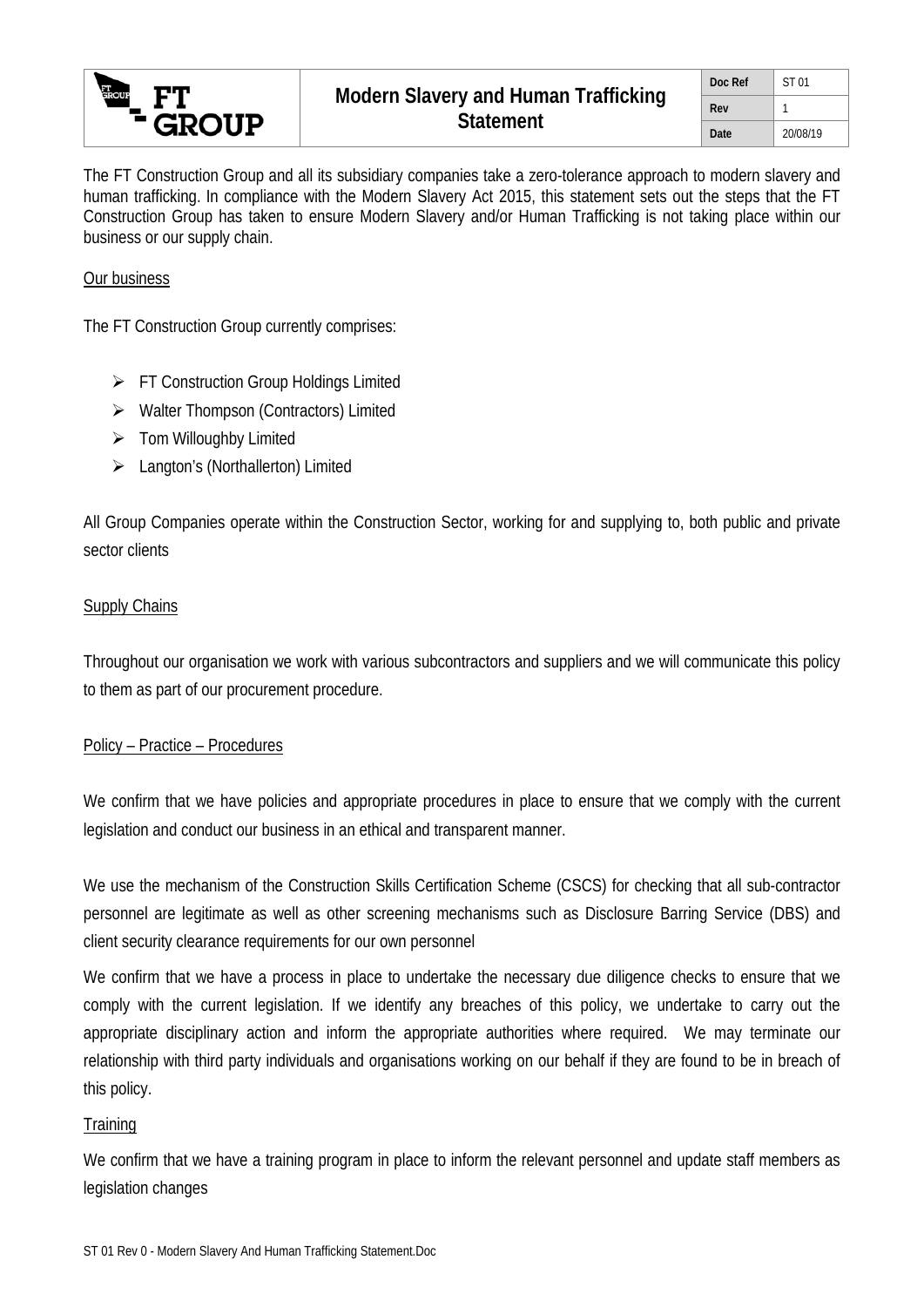# Modern Slavery and Human Trafficking Statement

| Doc Ref | ST 01 |
|---|---|
| Rev | 1 |
| Date | 20/08/19 |

The FT Construction Group and all its subsidiary companies take a zero-tolerance approach to modern slavery and human trafficking. In compliance with the Modern Slavery Act 2015, this statement sets out the steps that the FT Construction Group has taken to ensure Modern Slavery and/or Human Trafficking is not taking place within our business or our supply chain.

## Our business

The FT Construction Group currently comprises:

- FT Construction Group Holdings Limited
- Walter Thompson (Contractors) Limited
- Tom Willoughby Limited
- Langton's (Northallerton) Limited

All Group Companies operate within the Construction Sector, working for and supplying to, both public and private sector clients

## Supply Chains

Throughout our organisation we work with various subcontractors and suppliers and we will communicate this policy to them as part of our procurement procedure.

## Policy – Practice – Procedures

We confirm that we have policies and appropriate procedures in place to ensure that we comply with the current legislation and conduct our business in an ethical and transparent manner.

We use the mechanism of the Construction Skills Certification Scheme (CSCS) for checking that all sub-contractor personnel are legitimate as well as other screening mechanisms such as Disclosure Barring Service (DBS) and client security clearance requirements for our own personnel

We confirm that we have a process in place to undertake the necessary due diligence checks to ensure that we comply with the current legislation. If we identify any breaches of this policy, we undertake to carry out the appropriate disciplinary action and inform the appropriate authorities where required. We may terminate our relationship with third party individuals and organisations working on our behalf if they are found to be in breach of this policy.

## Training

We confirm that we have a training program in place to inform the relevant personnel and update staff members as legislation changes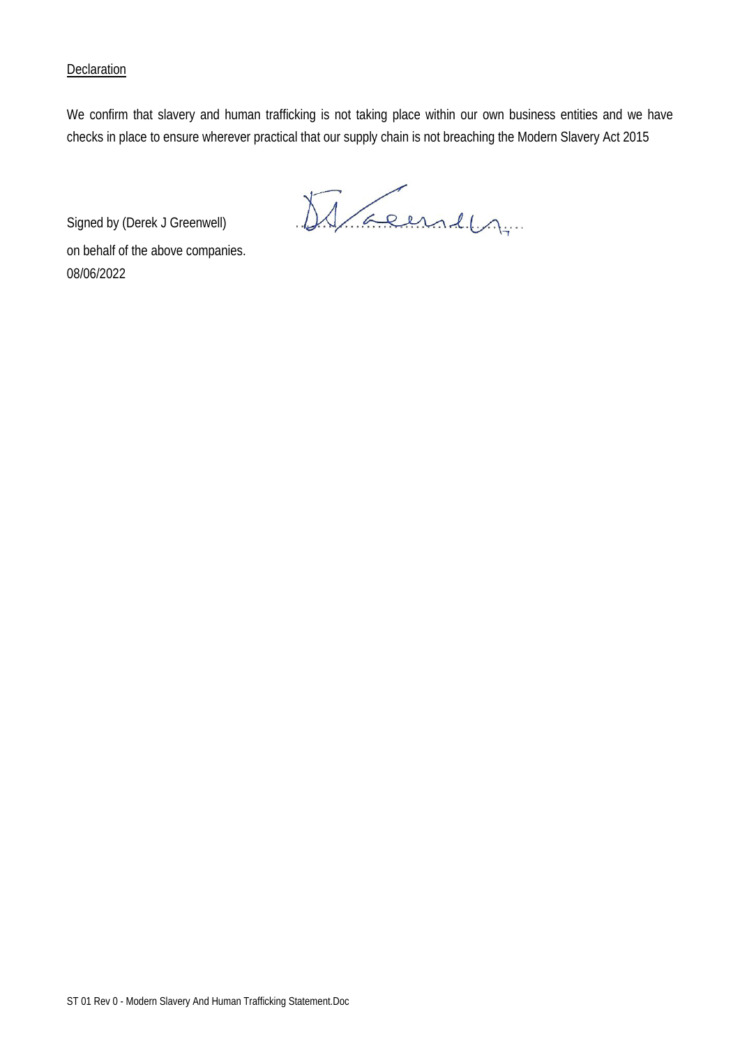<u>Declaration</u>

We confirm that slavery and human trafficking is not taking place within our own business entities and we have checks in place to ensure wherever practical that our supply chain is not breaching the Modern Slavery Act 2015

Signed by (Derek J Greenwell) ..........................................

on behalf of the above companies.
08/06/2022

ST 01 Rev 0 - Modern Slavery And Human Trafficking Statement.Doc